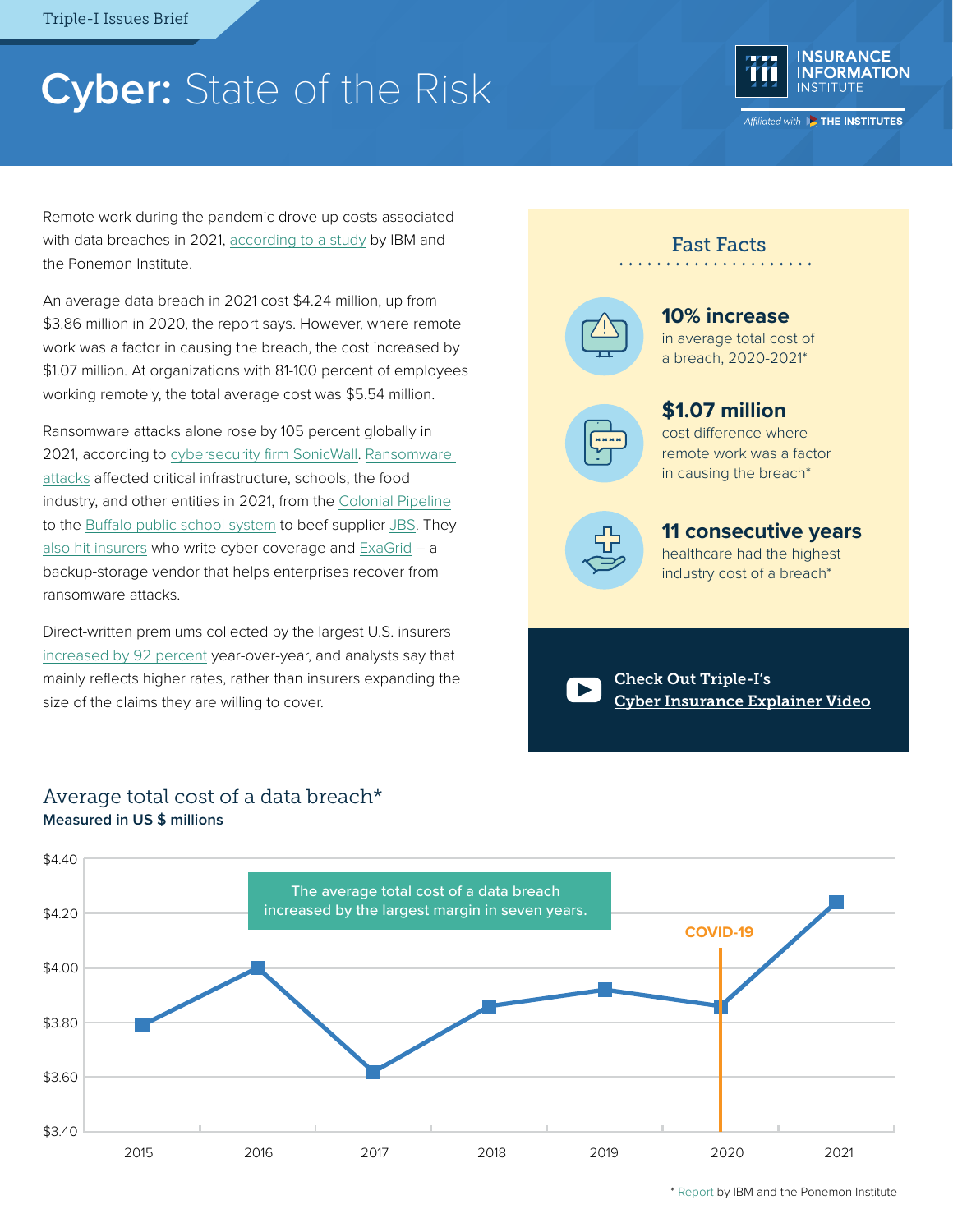Triple-I Issues Brief

# Cyber: State of the Risk

Remote work during the pandemic drove up costs associated with data breaches in 2021, according to a study by IBM and the Ponemon Institute.

An average data breach in 2021 cost $4.24 million, up from $3.86 million in 2020, the report says. However, where remote work was a factor in causing the breach, the cost increased by $1.07 million. At organizations with 81-100 percent of employees working remotely, the total average cost was $5.54 million.

Ransomware attacks alone rose by 105 percent globally in 2021, according to cybersecurity firm SonicWall. Ransomware attacks affected critical infrastructure, schools, the food industry, and other entities in 2021, from the Colonial Pipeline to the Buffalo public school system to beef supplier JBS. They also hit insurers who write cyber coverage and ExaGrid – a backup-storage vendor that helps enterprises recover from ransomware attacks.

Direct-written premiums collected by the largest U.S. insurers increased by 92 percent year-over-year, and analysts say that mainly reflects higher rates, rather than insurers expanding the size of the claims they are willing to cover.

## Fast Facts

**10% increase**
in average total cost of a breach, 2020-2021*

**$1.07 million**
cost difference where remote work was a factor in causing the breach*

**11 consecutive years**
healthcare had the highest industry cost of a breach*

**Check Out Triple-I's Cyber Insurance Explainer Video**

## Average total cost of a data breach*

**Measured in US $ millions**

The average total cost of a data breach increased by the largest margin in seven years.

| Year | Average total cost (US $ millions) |
| --- | --- |
| 2015 | 3.79 |
| 2016 | 4.00 |
| 2017 | 3.62 |
| 2018 | 3.86 |
| 2019 | 3.92 |
| 2020 | 3.86 |
| 2021 | 4.24 |

COVID-19 (marked at 2020)

\* Report by IBM and the Ponemon Institute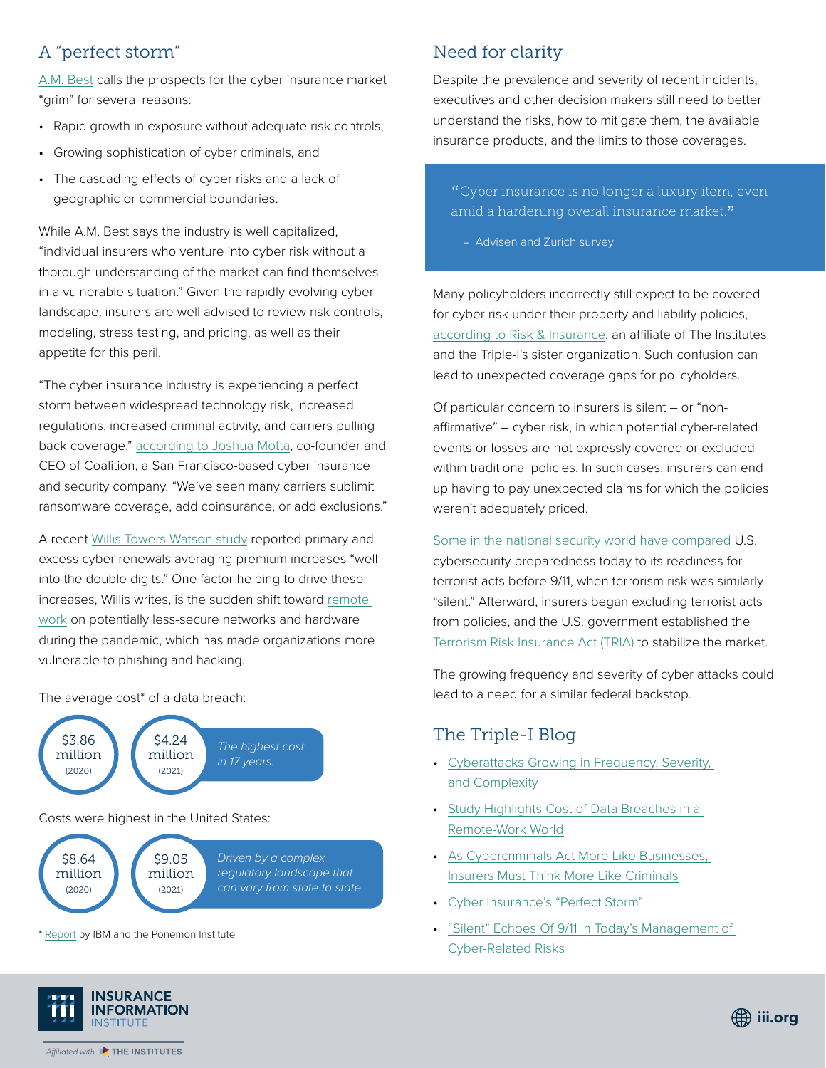## A "perfect storm"

A.M. Best calls the prospects for the cyber insurance market "grim" for several reasons:

- Rapid growth in exposure without adequate risk controls,
- Growing sophistication of cyber criminals, and
- The cascading effects of cyber risks and a lack of geographic or commercial boundaries.

While A.M. Best says the industry is well capitalized, "individual insurers who venture into cyber risk without a thorough understanding of the market can find themselves in a vulnerable situation." Given the rapidly evolving cyber landscape, insurers are well advised to review risk controls, modeling, stress testing, and pricing, as well as their appetite for this peril.

"The cyber insurance industry is experiencing a perfect storm between widespread technology risk, increased regulations, increased criminal activity, and carriers pulling back coverage," according to Joshua Motta, co-founder and CEO of Coalition, a San Francisco-based cyber insurance and security company. "We've seen many carriers sublimit ransomware coverage, add coinsurance, or add exclusions."

A recent Willis Towers Watson study reported primary and excess cyber renewals averaging premium increases "well into the double digits." One factor helping to drive these increases, Willis writes, is the sudden shift toward remote work on potentially less-secure networks and hardware during the pandemic, which has made organizations more vulnerable to phishing and hacking.

The average cost* of a data breach:

$3.86 million (2020)

$4.24 million (2021)

*The highest cost in 17 years.*

Costs were highest in the United States:

$8.64 million (2020)

$9.05 million (2021)

*Driven by a complex regulatory landscape that can vary from state to state.*

\* Report by IBM and the Ponemon Institute

## Need for clarity

Despite the prevalence and severity of recent incidents, executives and other decision makers still need to better understand the risks, how to mitigate them, the available insurance products, and the limits to those coverages.

> "Cyber insurance is no longer a luxury item, even amid a hardening overall insurance market."
>
> – Advisen and Zurich survey

Many policyholders incorrectly still expect to be covered for cyber risk under their property and liability policies, according to Risk & Insurance, an affiliate of The Institutes and the Triple-I's sister organization. Such confusion can lead to unexpected coverage gaps for policyholders.

Of particular concern to insurers is silent – or "non-affirmative" – cyber risk, in which potential cyber-related events or losses are not expressly covered or excluded within traditional policies. In such cases, insurers can end up having to pay unexpected claims for which the policies weren't adequately priced.

Some in the national security world have compared U.S. cybersecurity preparedness today to its readiness for terrorist acts before 9/11, when terrorism risk was similarly "silent." Afterward, insurers began excluding terrorist acts from policies, and the U.S. government established the Terrorism Risk Insurance Act (TRIA) to stabilize the market.

The growing frequency and severity of cyber attacks could lead to a need for a similar federal backstop.

## The Triple-I Blog

- Cyberattacks Growing in Frequency, Severity, and Complexity
- Study Highlights Cost of Data Breaches in a Remote-Work World
- As Cybercriminals Act More Like Businesses, Insurers Must Think More Like Criminals
- Cyber Insurance's "Perfect Storm"
- "Silent" Echoes Of 9/11 in Today's Management of Cyber-Related Risks